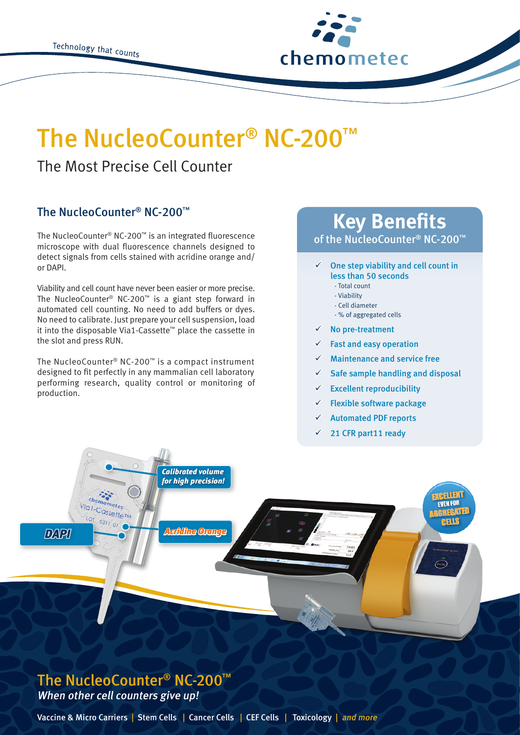Technology that counts

chemometec

# The NucleoCounter® NC-200™

The Most Precise Cell Counter

## The NucleoCounter® NC-200™

The NucleoCounter® NC-200™ is an integrated fluorescence microscope with dual fluorescence channels designed to detect signals from cells stained with acridine orange and/or DAPI.

Viability and cell count have never been easier or more precise. The NucleoCounter® NC-200™ is a giant step forward in automated cell counting. No need to add buffers or dyes. No need to calibrate. Just prepare your cell suspension, load it into the disposable Via1-Cassette™ place the cassette in the slot and press RUN.

The NucleoCounter® NC-200™ is a compact instrument designed to fit perfectly in any mammalian cell laboratory performing research, quality control or monitoring of production.

## Key Benefits

of the NucleoCounter® NC-200™

- ✓ **One step viability and cell count in less than 50 seconds**
  - Total count
  - Viability
  - Cell diameter
  - % of aggregated cells
- ✓ **No pre-treatment**
- ✓ **Fast and easy operation**
- ✓ **Maintenance and service free**
- ✓ **Safe sample handling and disposal**
- ✓ **Excellent reproducibility**
- ✓ **Flexible software package**
- ✓ **Automated PDF reports**
- ✓ **21 CFR part11 ready**

*Calibrated volume for high precision!*

*DAPI*

*Acridine Orange*

EXCELLENT EVEN FOR AGGREGATED CELLS

## The NucleoCounter® NC-200™

*When other cell counters give up!*

Vaccine & Micro Carriers | Stem Cells | Cancer Cells | CEF Cells | Toxicology | *and more*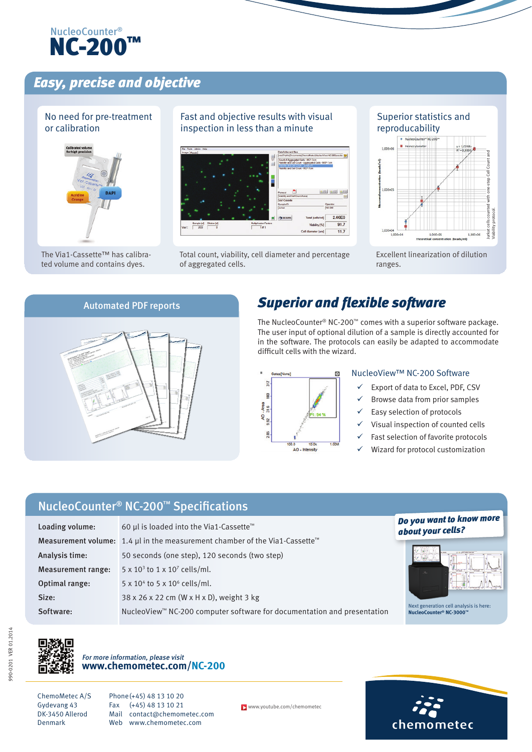NucleoCounter®

# NC-200™

## Easy, precise and objective

### No need for pre-treatment or calibration

Calibrated volume for high precision

Acridine Orange

DAPI

The Via1-Cassette™ has calibrated volume and contains dyes.

### Fast and objective results with visual inspection in less than a minute

Total count, viability, cell diameter and percentage of aggregated cells.

### Superior statistics and reproducibility

NucleoCounter® NC-200™

Hemocytometer

y = 1.0298x

R² = 0.9999

Measured concentration (beads/ml)

Theoretical concentration (beads/ml)

Jurkat cells counted with one-step Cell Count and Viability protocol.

Excellent linearization of dilution ranges.

## Automated PDF reports

## Superior and flexible software

The NucleoCounter® NC-200™ comes with a superior software package. The user input of optional dilution of a sample is directly accounted for in the software. The protocols can easily be adapted to accommodate difficult cells with the wizard.

Gates[None]

P1: 94 %

AO - Area

AO - Intensity

### NucleoView™ NC-200 Software

- ✓ Export of data to Excel, PDF, CSV
- ✓ Browse data from prior samples
- ✓ Easy selection of protocols
- ✓ Visual inspection of counted cells
- ✓ Fast selection of favorite protocols
- ✓ Wizard for protocol customization

## NucleoCounter® NC-200™ Specifications

| | |
|---|---|
| **Loading volume:** | 60 µl is loaded into the Via1-Cassette™ |
| **Measurement volume:** | 1.4 µl in the measurement chamber of the Via1-Cassette™ |
| **Analysis time:** | 50 seconds (one step), 120 seconds (two step) |
| **Measurement range:** | 5 x $10^3$ to 1 x $10^7$ cells/ml. |
| **Optimal range:** | 5 x $10^4$ to 5 x $10^6$ cells/ml. |
| **Size:** | 38 x 26 x 22 cm (W x H x D), weight 3 kg |
| **Software:** | NucleoView™ NC-200 computer software for documentation and presentation |

***Do you want to know more about your cells?***

Next generation cell analysis is here:
**NucleoCounter® NC-3000™**

*For more information, please visit*
**www.chemometec.com/NC-200**

ChemoMetec A/S
Gydevang 43
DK-3450 Allerod
Denmark

Phone (+45) 48 13 10 20
Fax (+45) 48 13 10 21
Mail contact@chemometec.com
Web www.chemometec.com

www.youtube.com/chemometec

chemometec

990-0201 VER 01.2014